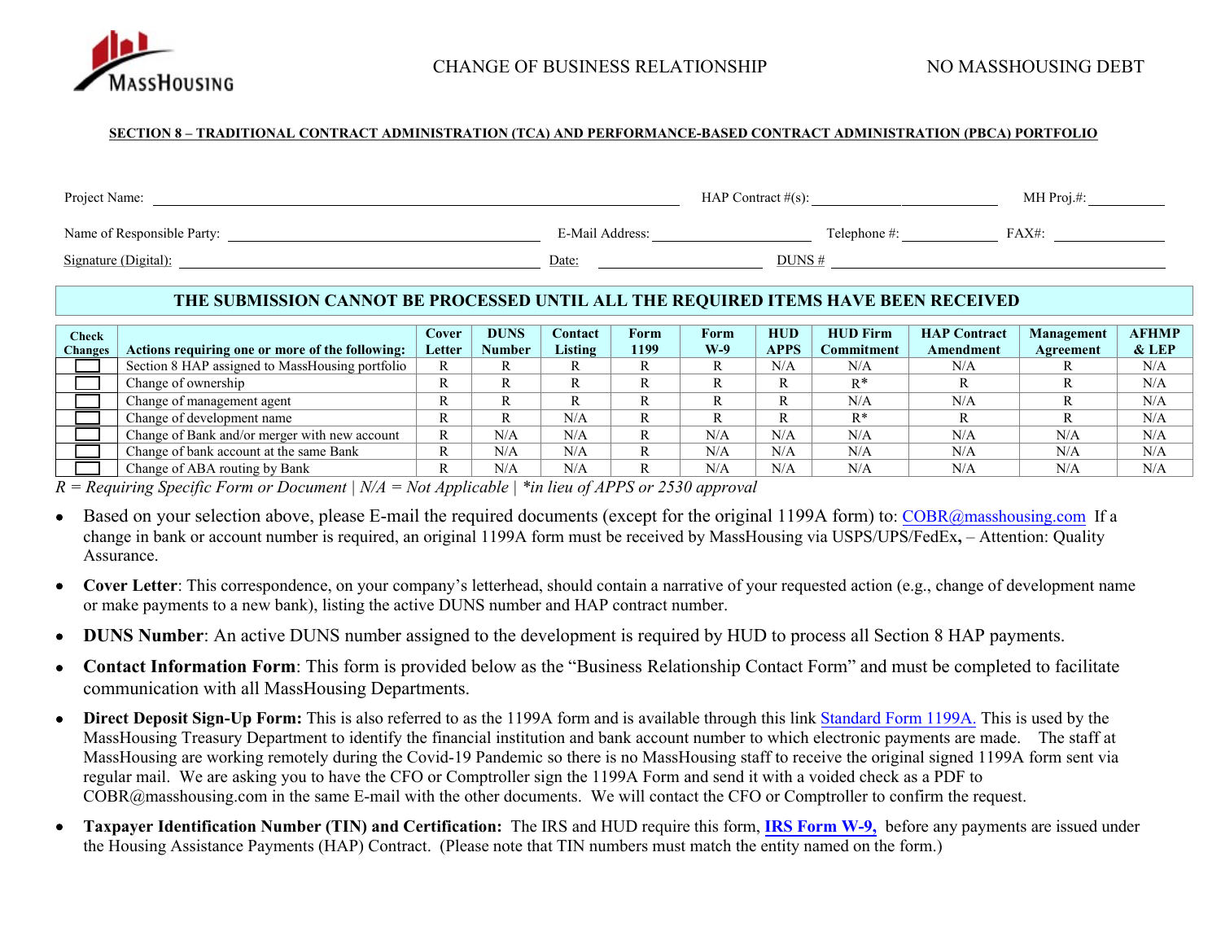CHANGE OF BUSINESS RELATIONSHIP NO MASSHOUSING DEBT

**SECTION 8 – TRADITIONAL CONTRACT ADMINISTRATION (TCA) AND PERFORMANCE-BASED CONTRACT ADMINISTRATION (PBCA) PORTFOLIO**

Project Name: ______________________ HAP Contract #(s): ______________ MH Proj.#: __________

Name of Responsible Party: ______________________ E-Mail Address: ______________ Telephone #: __________ FAX#: __________

Signature (Digital): ______________________ Date: ______________ DUNS # ______________

**THE SUBMISSION CANNOT BE PROCESSED UNTIL ALL THE REQUIRED ITEMS HAVE BEEN RECEIVED**

| Check Changes | Actions requiring one or more of the following: | Cover Letter | DUNS Number | Contact Listing | Form 1199 | Form W-9 | HUD APPS | HUD Firm Commitment | HAP Contract Amendment | Management Agreement | AFHMP & LEP |
|---|---|---|---|---|---|---|---|---|---|---|---|
| ☐ | Section 8 HAP assigned to MassHousing portfolio | R | R | R | R | R | N/A | N/A | N/A | R | N/A |
| ☐ | Change of ownership | R | R | R | R | R | R | R* | R | R | N/A |
| ☐ | Change of management agent | R | R | R | R | R | R | N/A | N/A | R | N/A |
| ☐ | Change of development name | R | R | N/A | R | R | R | R* | R | R | N/A |
| ☐ | Change of Bank and/or merger with new account | R | N/A | N/A | R | N/A | N/A | N/A | N/A | N/A | N/A |
| ☐ | Change of bank account at the same Bank | R | N/A | N/A | R | N/A | N/A | N/A | N/A | N/A | N/A |
| ☐ | Change of ABA routing by Bank | R | N/A | N/A | R | N/A | N/A | N/A | N/A | N/A | N/A |

*R = Requiring Specific Form or Document | N/A = Not Applicable | *in lieu of APPS or 2530 approval*

- Based on your selection above, please E-mail the required documents (except for the original 1199A form) to: COBR@masshousing.com If a change in bank or account number is required, an original 1199A form must be received by MassHousing via USPS/UPS/FedEx**,** – Attention: Quality Assurance.
- **Cover Letter**: This correspondence, on your company's letterhead, should contain a narrative of your requested action (e.g., change of development name or make payments to a new bank), listing the active DUNS number and HAP contract number.
- **DUNS Number**: An active DUNS number assigned to the development is required by HUD to process all Section 8 HAP payments.
- **Contact Information Form**: This form is provided below as the "Business Relationship Contact Form" and must be completed to facilitate communication with all MassHousing Departments.
- **Direct Deposit Sign-Up Form:** This is also referred to as the 1199A form and is available through this link Standard Form 1199A. This is used by the MassHousing Treasury Department to identify the financial institution and bank account number to which electronic payments are made. The staff at MassHousing are working remotely during the Covid-19 Pandemic so there is no MassHousing staff to receive the original signed 1199A form sent via regular mail. We are asking you to have the CFO or Comptroller sign the 1199A Form and send it with a voided check as a PDF to COBR@masshousing.com in the same E-mail with the other documents. We will contact the CFO or Comptroller to confirm the request.
- **Taxpayer Identification Number (TIN) and Certification:** The IRS and HUD require this form, **IRS Form W-9,** before any payments are issued under the Housing Assistance Payments (HAP) Contract. (Please note that TIN numbers must match the entity named on the form.)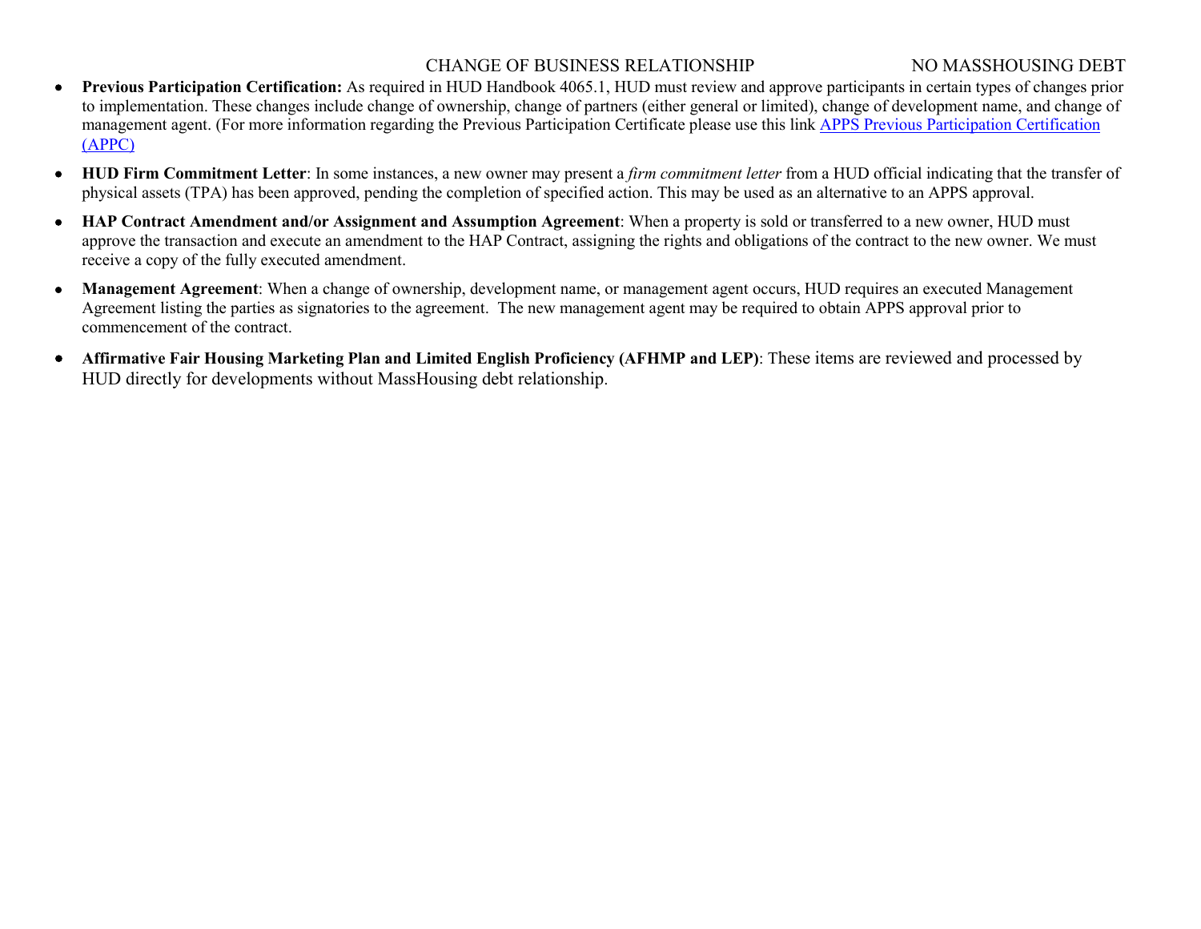- **Previous Participation Certification:** As required in HUD Handbook 4065.1, HUD must review and approve participants in certain types of changes prior to implementation. These changes include change of ownership, change of partners (either general or limited), change of development name, and change of management agent. (For more information regarding the Previous Participation Certificate please use this link [APPS Previous Participation Certification (APPC)]

- **HUD Firm Commitment Letter**: In some instances, a new owner may present a *firm commitment letter* from a HUD official indicating that the transfer of physical assets (TPA) has been approved, pending the completion of specified action. This may be used as an alternative to an APPS approval.

- **HAP Contract Amendment and/or Assignment and Assumption Agreement**: When a property is sold or transferred to a new owner, HUD must approve the transaction and execute an amendment to the HAP Contract, assigning the rights and obligations of the contract to the new owner. We must receive a copy of the fully executed amendment.

- **Management Agreement**: When a change of ownership, development name, or management agent occurs, HUD requires an executed Management Agreement listing the parties as signatories to the agreement. The new management agent may be required to obtain APPS approval prior to commencement of the contract.

- **Affirmative Fair Housing Marketing Plan and Limited English Proficiency (AFHMP and LEP)**: These items are reviewed and processed by HUD directly for developments without MassHousing debt relationship.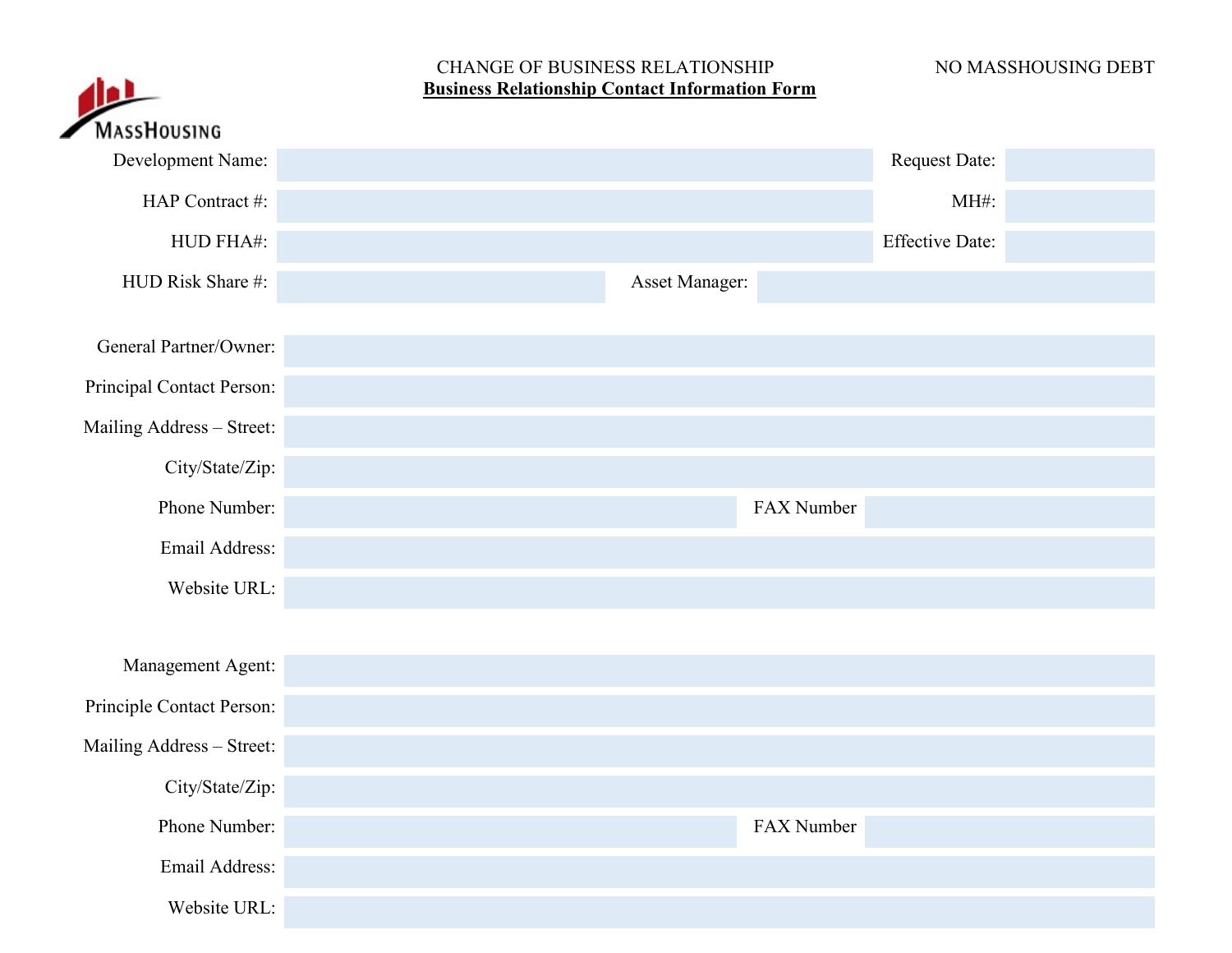CHANGE OF BUSINESS RELATIONSHIP

NO MASSHOUSING DEBT

**Business Relationship Contact Information Form**

MassHousing

| | | | |
|---|---|---|---|
| Development Name: | | Request Date: | |
| HAP Contract #: | | MH#: | |
| HUD FHA#: | | Effective Date: | |
| HUD Risk Share #: | | Asset Manager: | |

| | | | |
|---|---|---|---|
| General Partner/Owner: | | | |
| Principal Contact Person: | | | |
| Mailing Address – Street: | | | |
| City/State/Zip: | | | |
| Phone Number: | | FAX Number | |
| Email Address: | | | |
| Website URL: | | | |

| | | | |
|---|---|---|---|
| Management Agent: | | | |
| Principle Contact Person: | | | |
| Mailing Address – Street: | | | |
| City/State/Zip: | | | |
| Phone Number: | | FAX Number | |
| Email Address: | | | |
| Website URL: | | | |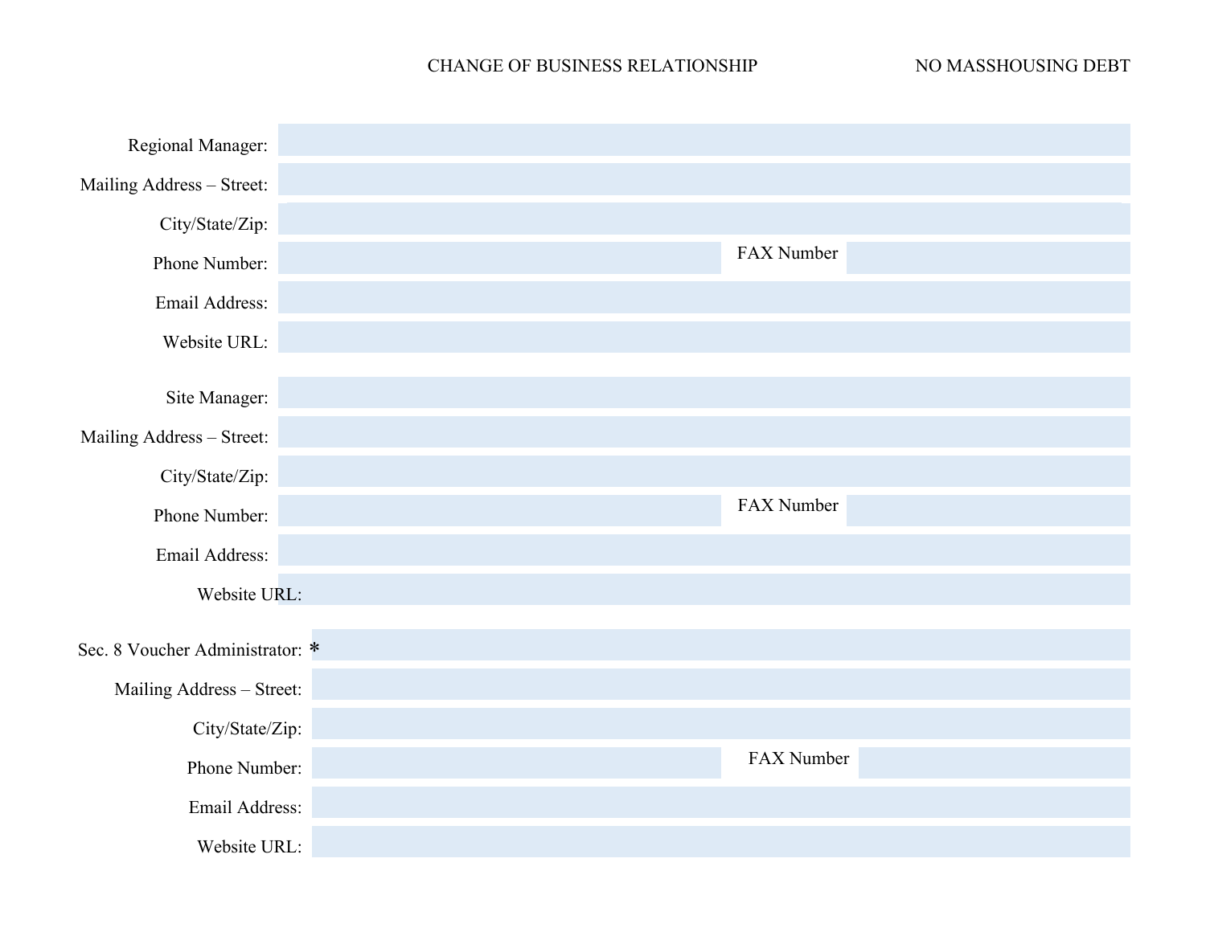CHANGE OF BUSINESS RELATIONSHIP NO MASSHOUSING DEBT

Regional Manager:

Mailing Address – Street:

City/State/Zip:

Phone Number: FAX Number

Email Address:

Website URL:

Site Manager:

Mailing Address – Street:

City/State/Zip:

Phone Number: FAX Number

Email Address:

Website URL:

Sec. 8 Voucher Administrator: *

Mailing Address – Street:

City/State/Zip:

Phone Number: FAX Number

Email Address:

Website URL: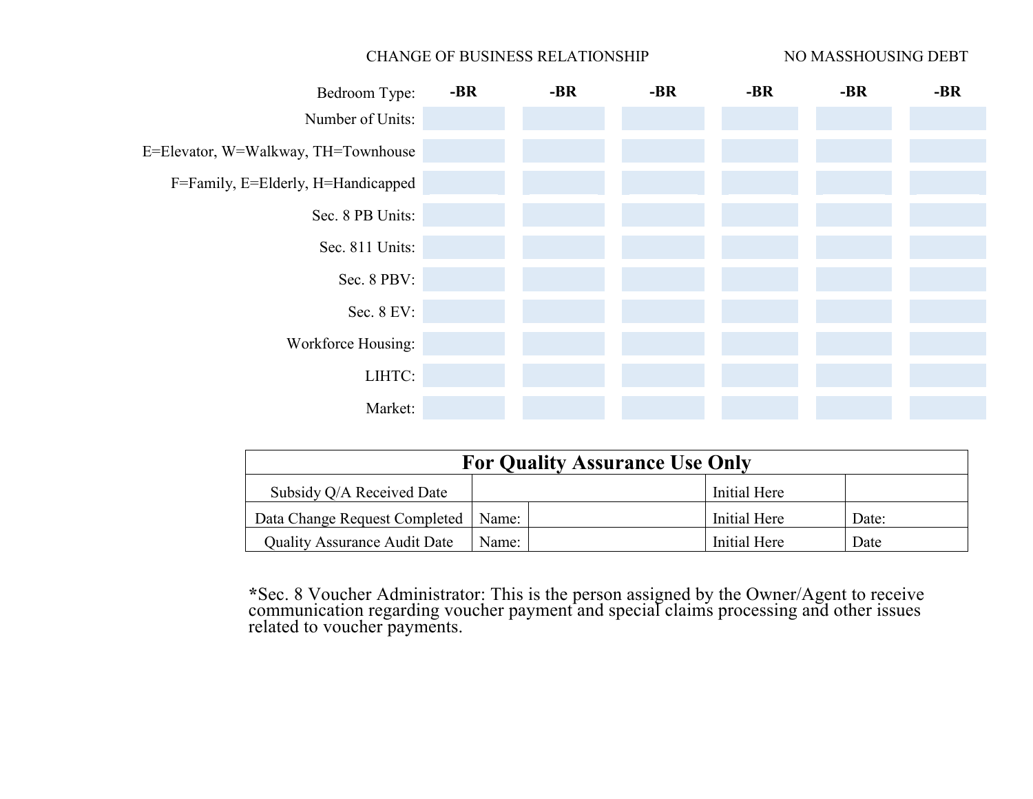CHANGE OF BUSINESS RELATIONSHIP NO MASSHOUSING DEBT

| Bedroom Type: | -BR | -BR | -BR | -BR | -BR | -BR |
|---|---|---|---|---|---|---|
| Number of Units: | | | | | | |
| E=Elevator, W=Walkway, TH=Townhouse | | | | | | |
| F=Family, E=Elderly, H=Handicapped | | | | | | |
| Sec. 8 PB Units: | | | | | | |
| Sec. 811 Units: | | | | | | |
| Sec. 8 PBV: | | | | | | |
| Sec. 8 EV: | | | | | | |
| Workforce Housing: | | | | | | |
| LIHTC: | | | | | | |
| Market: | | | | | | |

| For Quality Assurance Use Only | | | | |
|---|---|---|---|---|
| Subsidy Q/A Received Date | | | Initial Here | |
| Data Change Request Completed | Name: | | Initial Here | Date: |
| Quality Assurance Audit Date | Name: | | Initial Here | Date |

***Sec. 8 Voucher Administrator: This is the person assigned by the Owner/Agent to receive communication regarding voucher payment and special claims processing and other issues related to voucher payments.